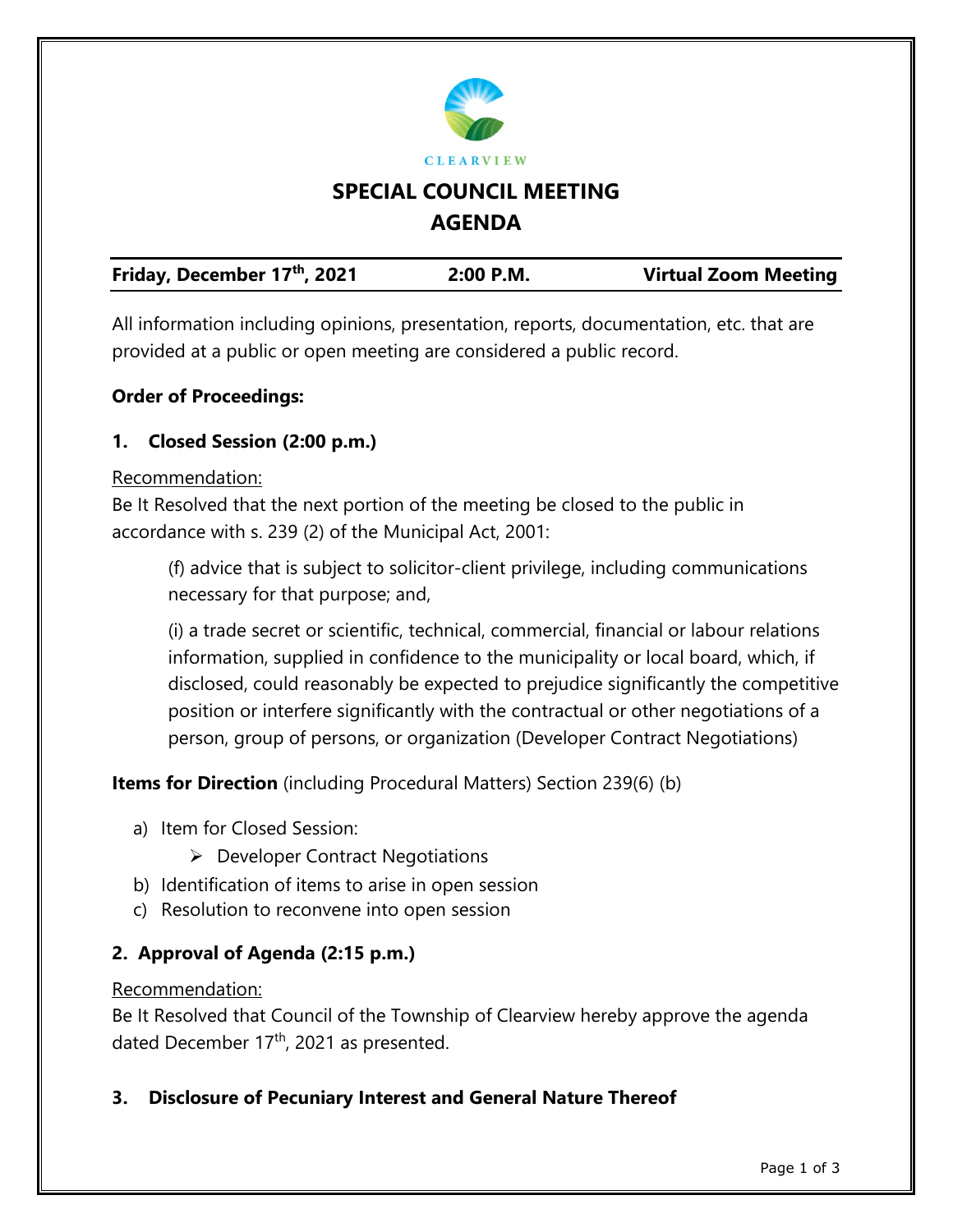CLEARVIEW

# SPECIAL COUNCIL MEETING
# AGENDA

**Friday, December 17th, 2021** | **2:00 P.M.** | **Virtual Zoom Meeting**

All information including opinions, presentation, reports, documentation, etc. that are provided at a public or open meeting are considered a public record.

**Order of Proceedings:**

### 1. Closed Session (2:00 p.m.)

Recommendation:
Be It Resolved that the next portion of the meeting be closed to the public in accordance with s. 239 (2) of the Municipal Act, 2001:

(f) advice that is subject to solicitor-client privilege, including communications necessary for that purpose; and,

(i) a trade secret or scientific, technical, commercial, financial or labour relations information, supplied in confidence to the municipality or local board, which, if disclosed, could reasonably be expected to prejudice significantly the competitive position or interfere significantly with the contractual or other negotiations of a person, group of persons, or organization (Developer Contract Negotiations)

**Items for Direction** (including Procedural Matters) Section 239(6) (b)

a) Item for Closed Session:
   - Developer Contract Negotiations
b) Identification of items to arise in open session
c) Resolution to reconvene into open session

### 2. Approval of Agenda (2:15 p.m.)

Recommendation:
Be It Resolved that Council of the Township of Clearview hereby approve the agenda dated December 17th, 2021 as presented.

### 3. Disclosure of Pecuniary Interest and General Nature Thereof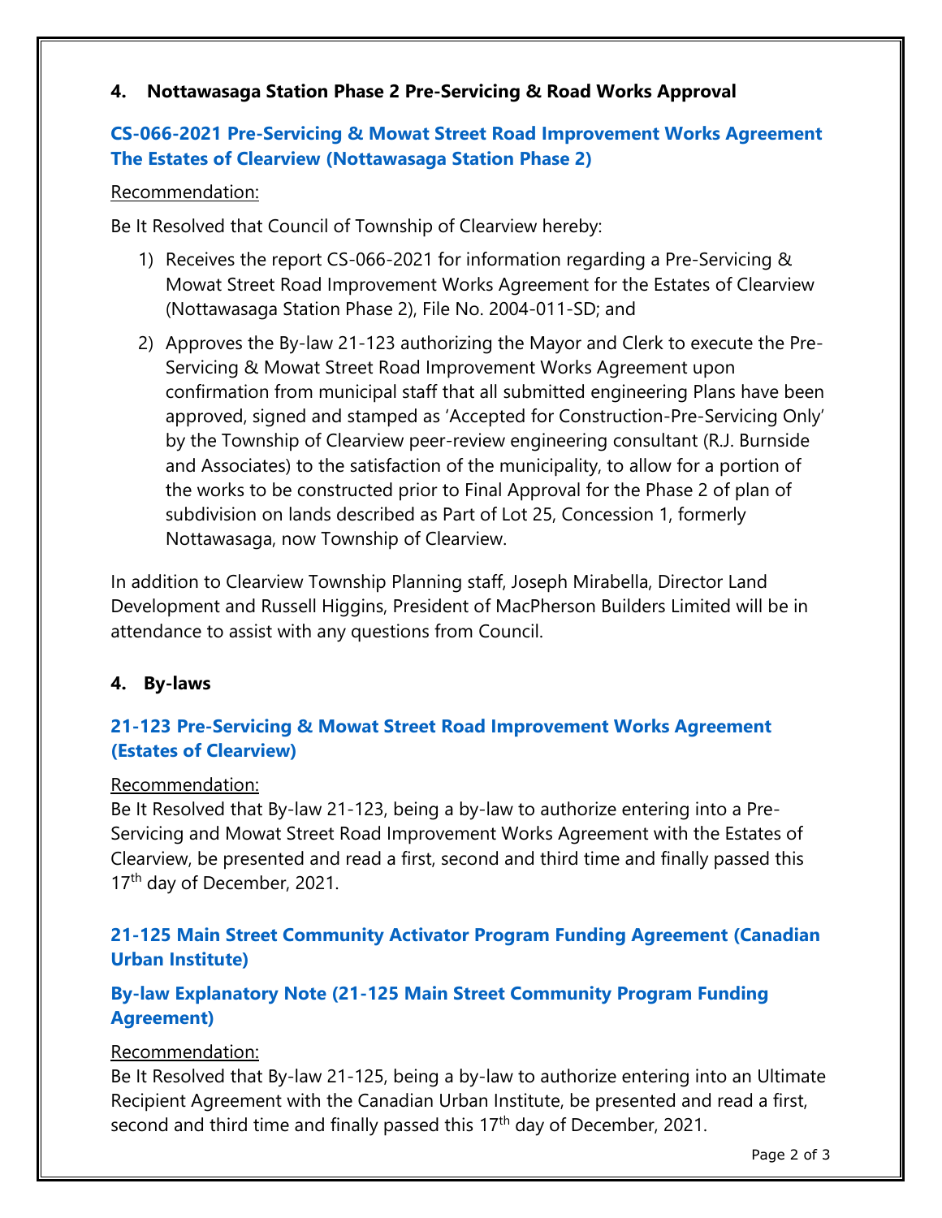## 4. Nottawasaga Station Phase 2 Pre-Servicing & Road Works Approval

### CS-066-2021 Pre-Servicing & Mowat Street Road Improvement Works Agreement The Estates of Clearview (Nottawasaga Station Phase 2)

Recommendation:

Be It Resolved that Council of Township of Clearview hereby:

1) Receives the report CS-066-2021 for information regarding a Pre-Servicing & Mowat Street Road Improvement Works Agreement for the Estates of Clearview (Nottawasaga Station Phase 2), File No. 2004-011-SD; and
2) Approves the By-law 21-123 authorizing the Mayor and Clerk to execute the Pre-Servicing & Mowat Street Road Improvement Works Agreement upon confirmation from municipal staff that all submitted engineering Plans have been approved, signed and stamped as 'Accepted for Construction-Pre-Servicing Only' by the Township of Clearview peer-review engineering consultant (R.J. Burnside and Associates) to the satisfaction of the municipality, to allow for a portion of the works to be constructed prior to Final Approval for the Phase 2 of plan of subdivision on lands described as Part of Lot 25, Concession 1, formerly Nottawasaga, now Township of Clearview.

In addition to Clearview Township Planning staff, Joseph Mirabella, Director Land Development and Russell Higgins, President of MacPherson Builders Limited will be in attendance to assist with any questions from Council.

## 4. By-laws

### 21-123 Pre-Servicing & Mowat Street Road Improvement Works Agreement (Estates of Clearview)

Recommendation:

Be It Resolved that By-law 21-123, being a by-law to authorize entering into a Pre-Servicing and Mowat Street Road Improvement Works Agreement with the Estates of Clearview, be presented and read a first, second and third time and finally passed this 17th day of December, 2021.

### 21-125 Main Street Community Activator Program Funding Agreement (Canadian Urban Institute)

### By-law Explanatory Note (21-125 Main Street Community Program Funding Agreement)

Recommendation:

Be It Resolved that By-law 21-125, being a by-law to authorize entering into an Ultimate Recipient Agreement with the Canadian Urban Institute, be presented and read a first, second and third time and finally passed this 17th day of December, 2021.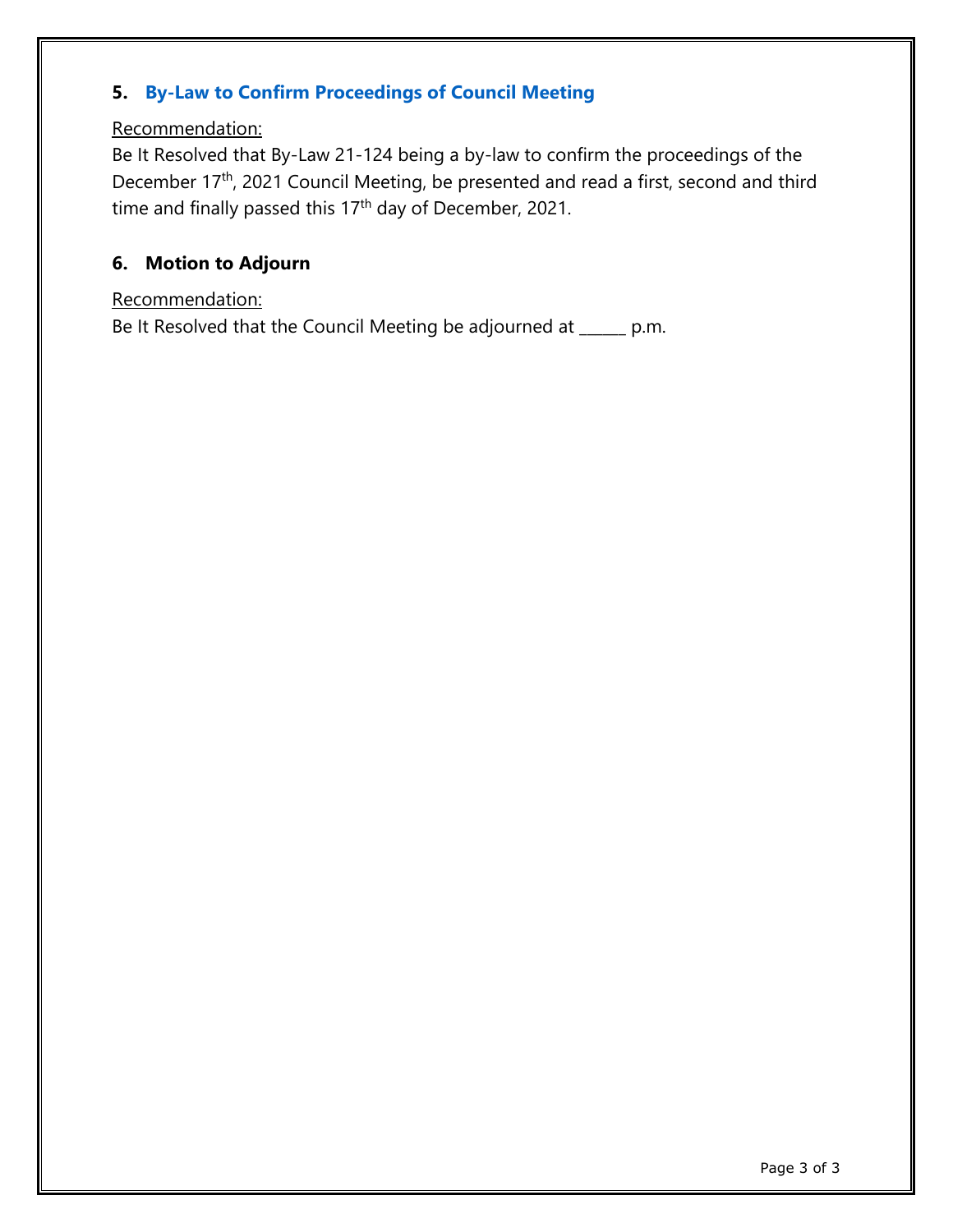## 5. By-Law to Confirm Proceedings of Council Meeting

Recommendation:

Be It Resolved that By-Law 21-124 being a by-law to confirm the proceedings of the December 17th, 2021 Council Meeting, be presented and read a first, second and third time and finally passed this 17th day of December, 2021.

## 6. Motion to Adjourn

Recommendation:

Be It Resolved that the Council Meeting be adjourned at ______ p.m.